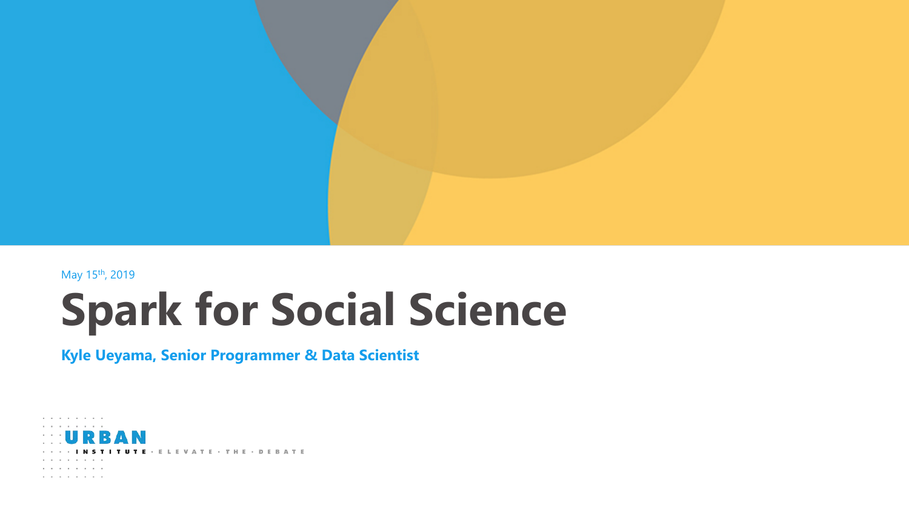May 15th, 2019

# Spark for Social Science

**Kyle Ueyama, Senior Programmer & Data Scientist**

URBAN INSTITUTE · ELEVATE · THE · DEBATE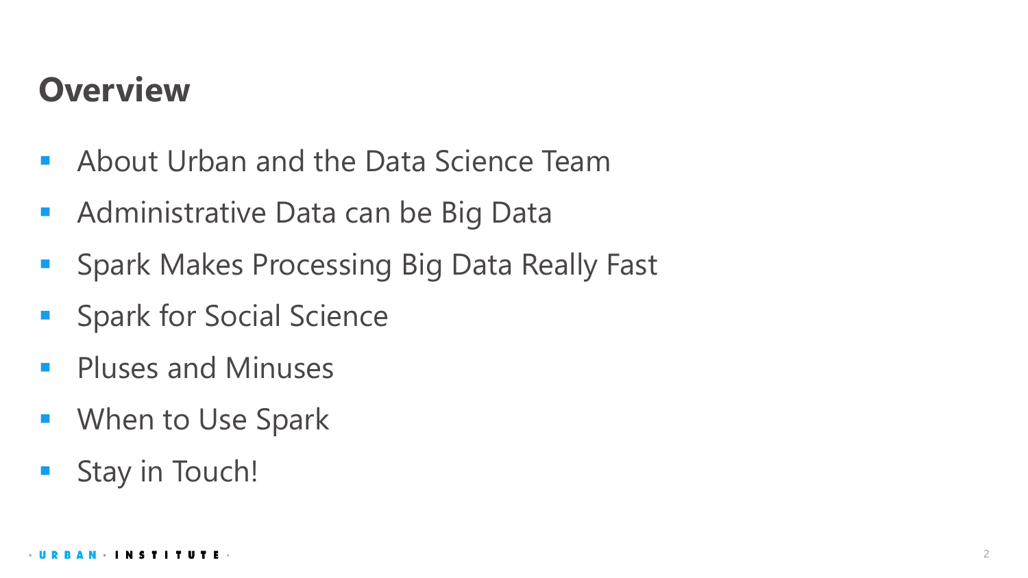# Overview

- About Urban and the Data Science Team
- Administrative Data can be Big Data
- Spark Makes Processing Big Data Really Fast
- Spark for Social Science
- Pluses and Minuses
- When to Use Spark
- Stay in Touch!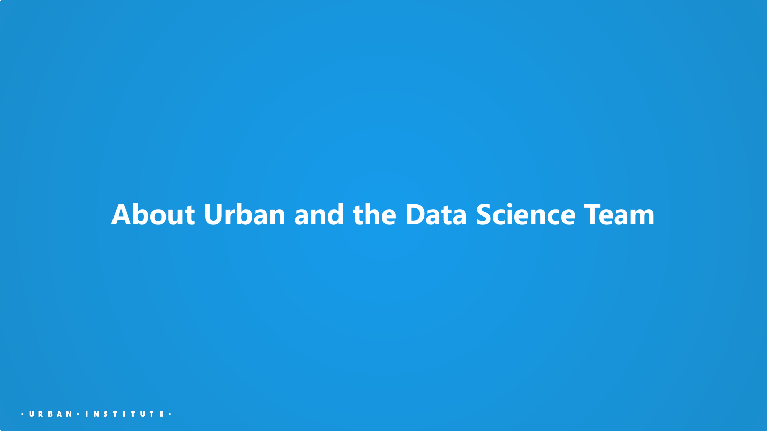# About Urban and the Data Science Team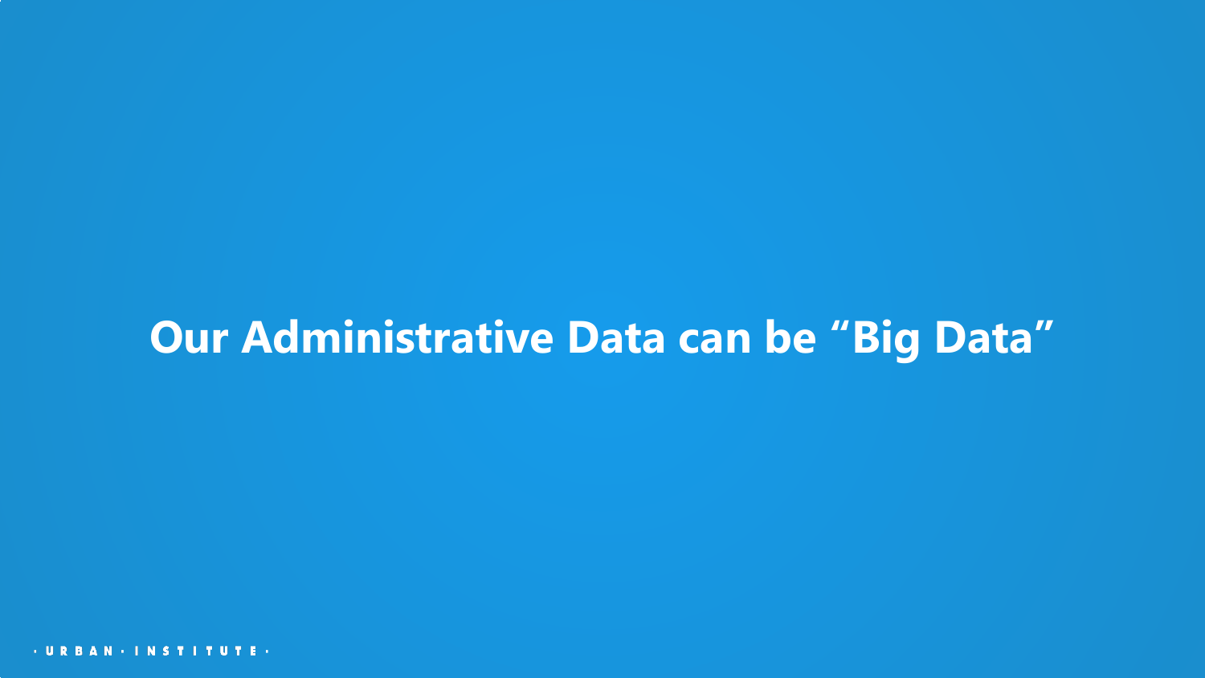# Our Administrative Data can be "Big Data"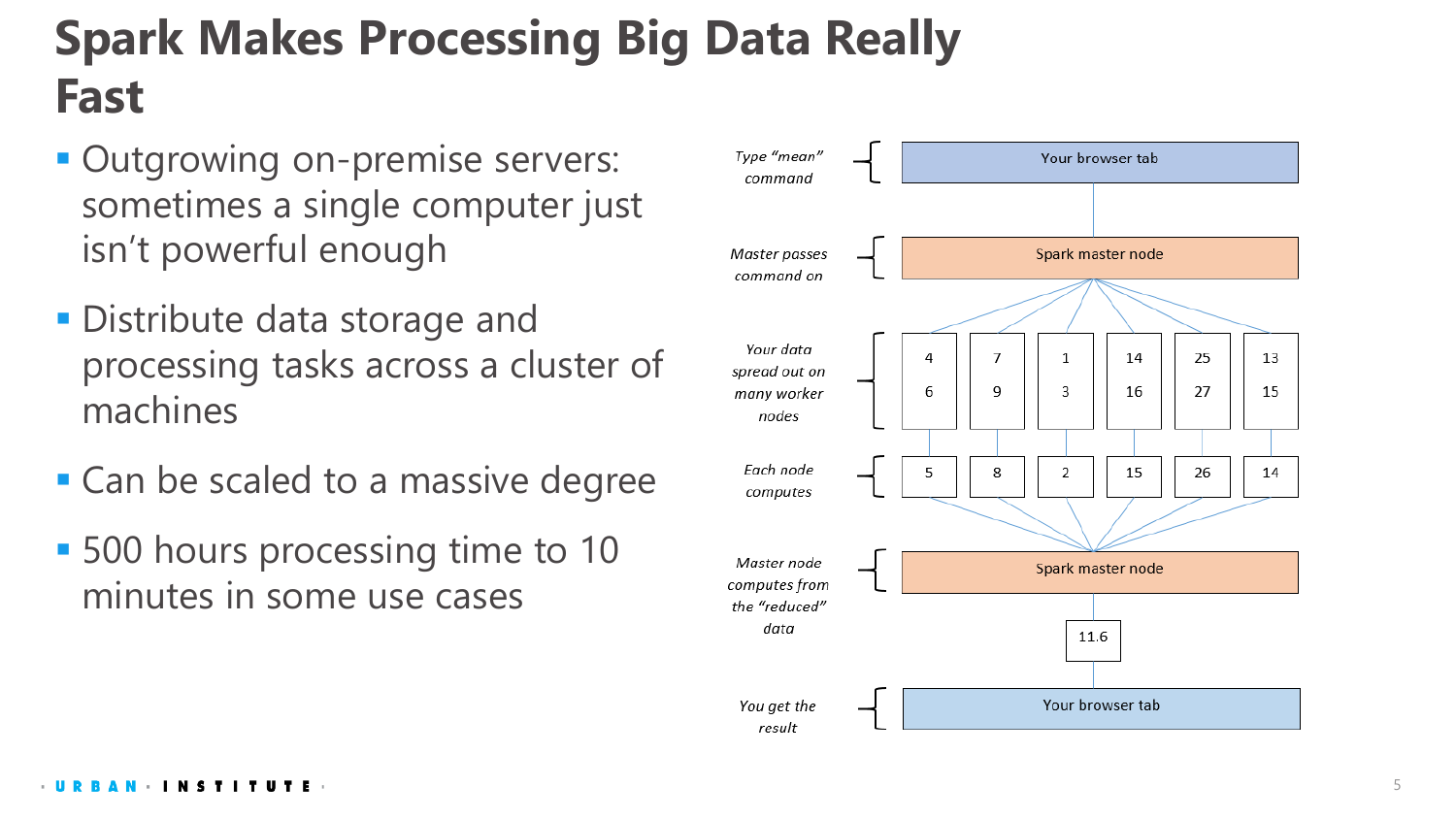# Spark Makes Processing Big Data Really Fast

- Outgrowing on-premise servers: sometimes a single computer just isn't powerful enough
- Distribute data storage and processing tasks across a cluster of machines
- Can be scaled to a massive degree
- 500 hours processing time to 10 minutes in some use cases

*Type "mean" command* — Your browser tab

*Master passes command on* — Spark master node

*Your data spread out on many worker nodes*

| 4 | 7 | 1 | 14 | 25 | 13 |
|---|---|---|---|---|---|
| 6 | 9 | 3 | 16 | 27 | 15 |

*Each node computes*

| 5 | 8 | 2 | 15 | 26 | 14 |
|---|---|---|---|---|---|

*Master node computes from the "reduced" data* — Spark master node

11.6

*You get the result* — Your browser tab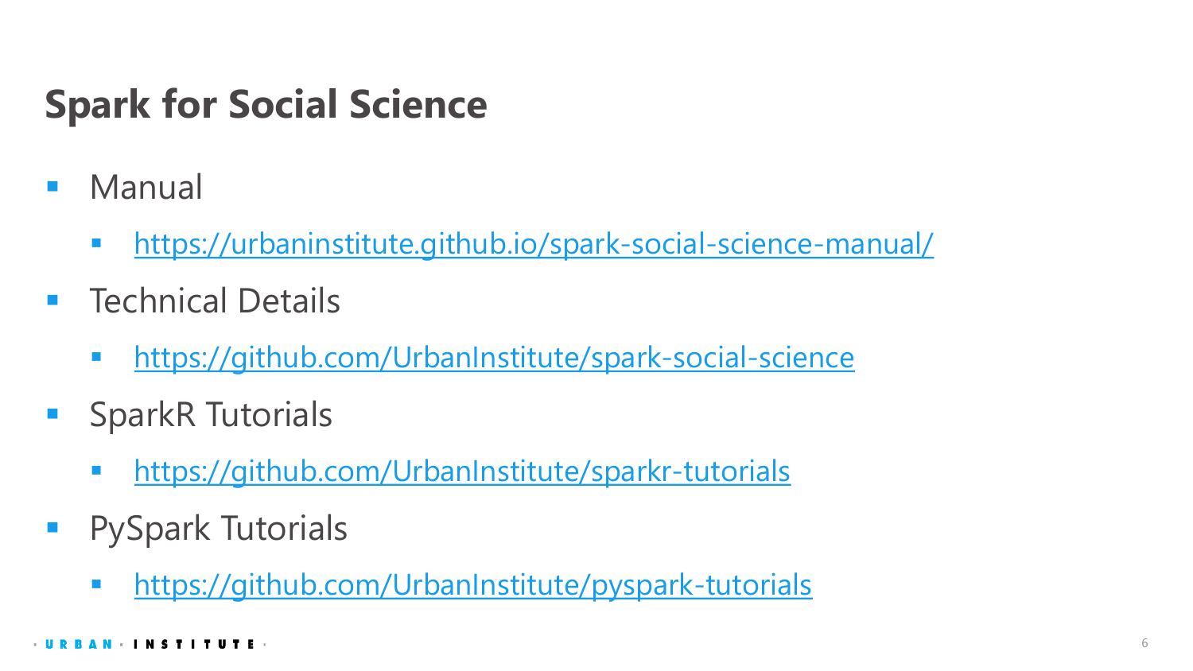# Spark for Social Science

- Manual
  - https://urbaninstitute.github.io/spark-social-science-manual/
- Technical Details
  - https://github.com/UrbanInstitute/spark-social-science
- SparkR Tutorials
  - https://github.com/UrbanInstitute/sparkr-tutorials
- PySpark Tutorials
  - https://github.com/UrbanInstitute/pyspark-tutorials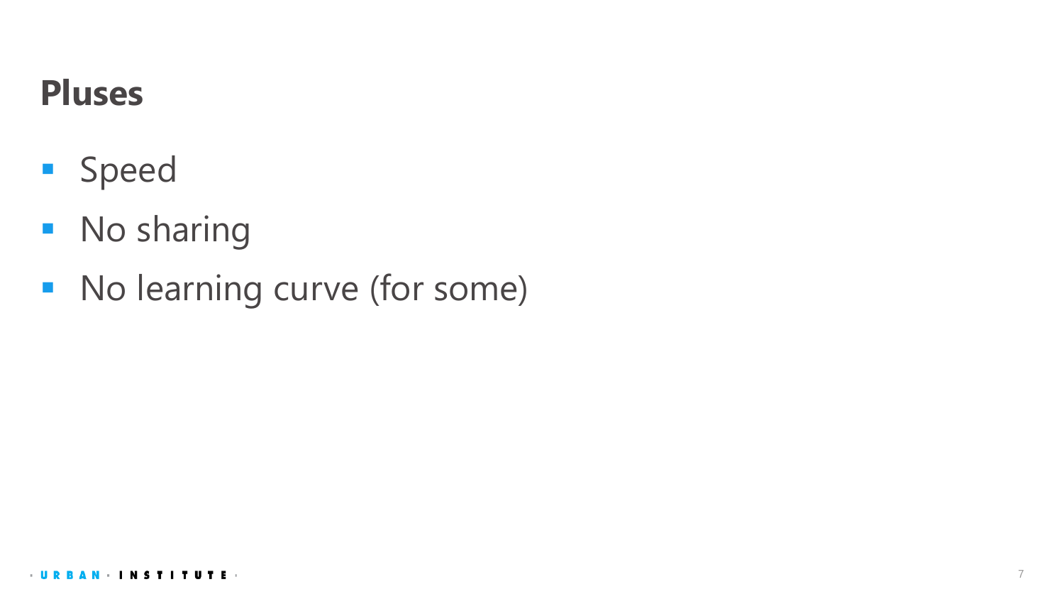# Pluses

- Speed
- No sharing
- No learning curve (for some)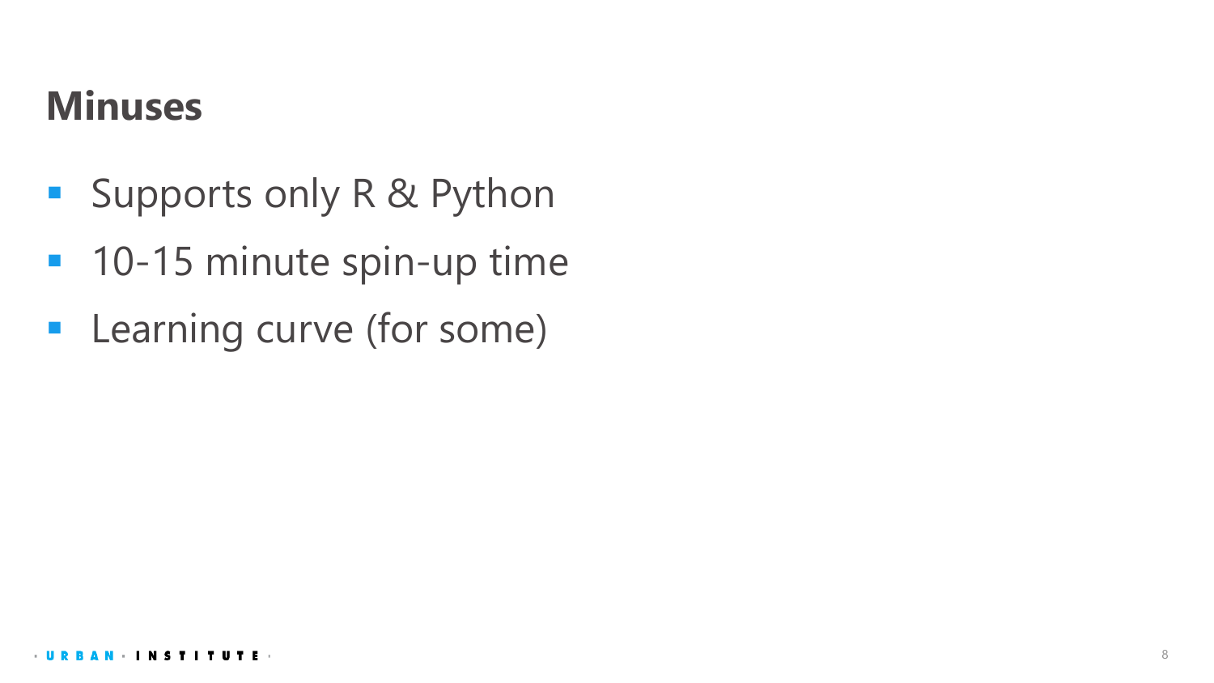# Minuses

- Supports only R & Python
- 10-15 minute spin-up time
- Learning curve (for some)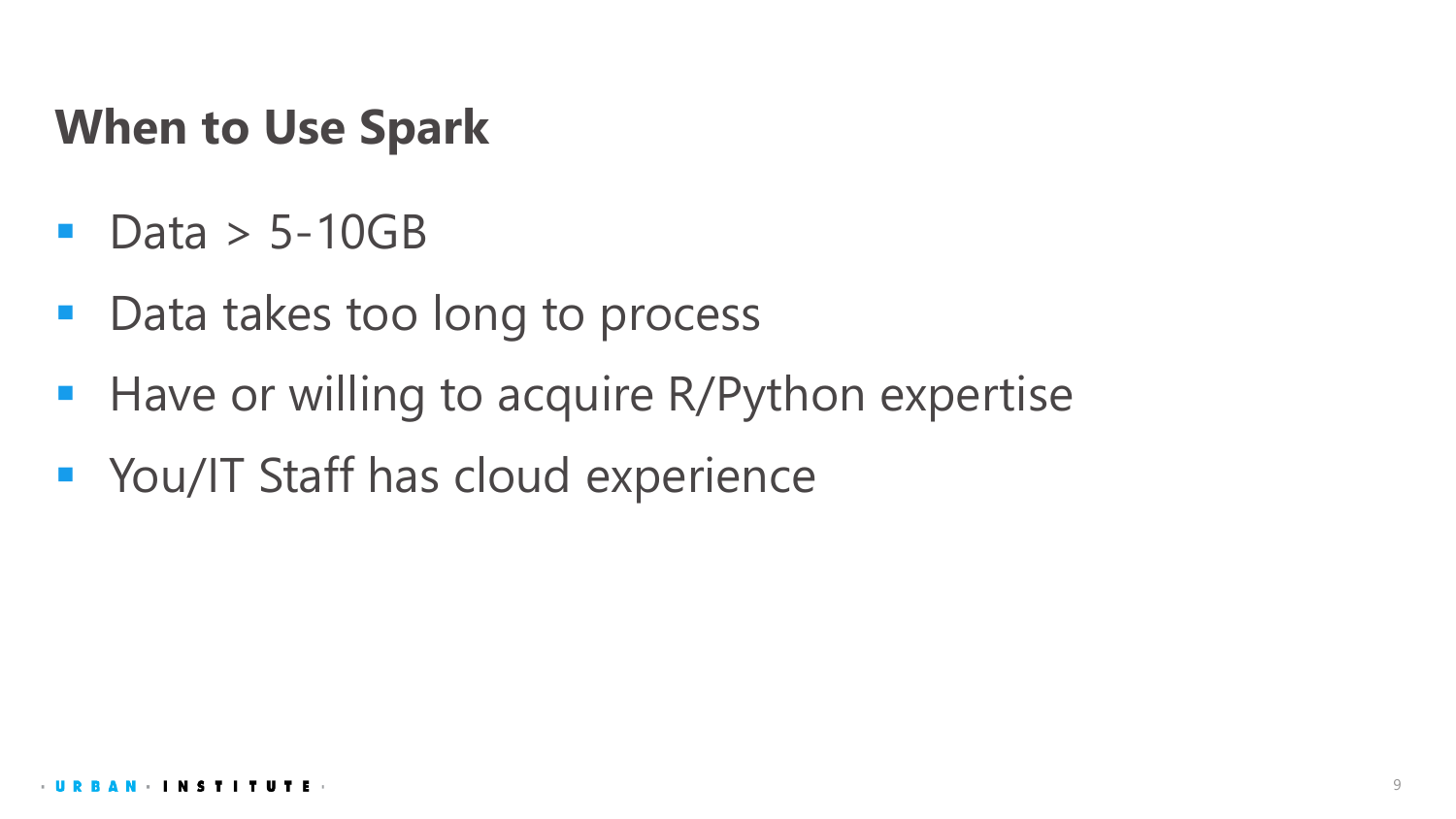## When to Use Spark

- Data > 5-10GB
- Data takes too long to process
- Have or willing to acquire R/Python expertise
- You/IT Staff has cloud experience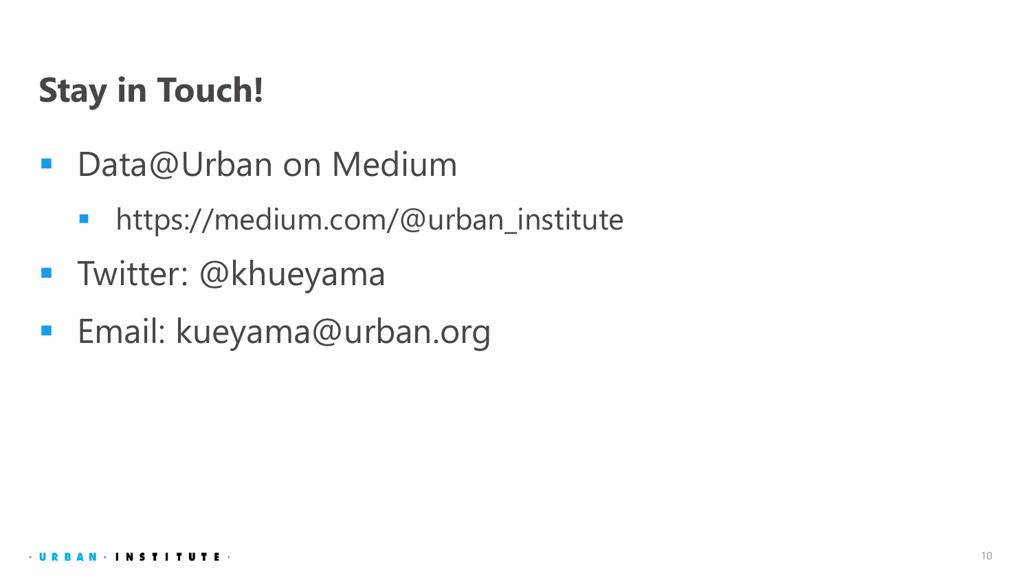# Stay in Touch!

- Data@Urban on Medium
  - https://medium.com/@urban_institute
- Twitter: @khueyama
- Email: kueyama@urban.org